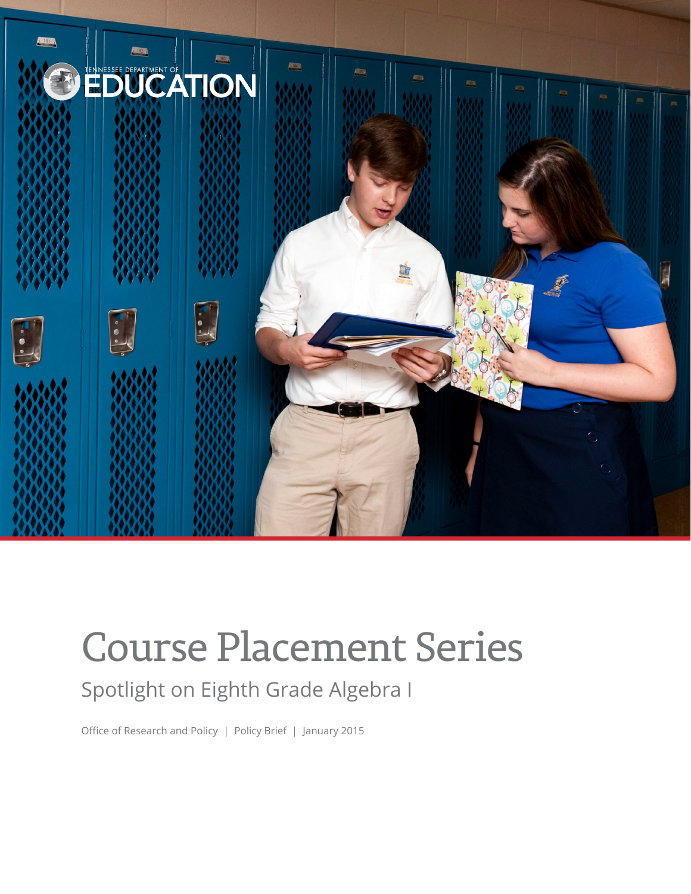TENNESSEE DEPARTMENT OF EDUCATION

# Course Placement Series

## Spotlight on Eighth Grade Algebra I

Office of Research and Policy | Policy Brief | January 2015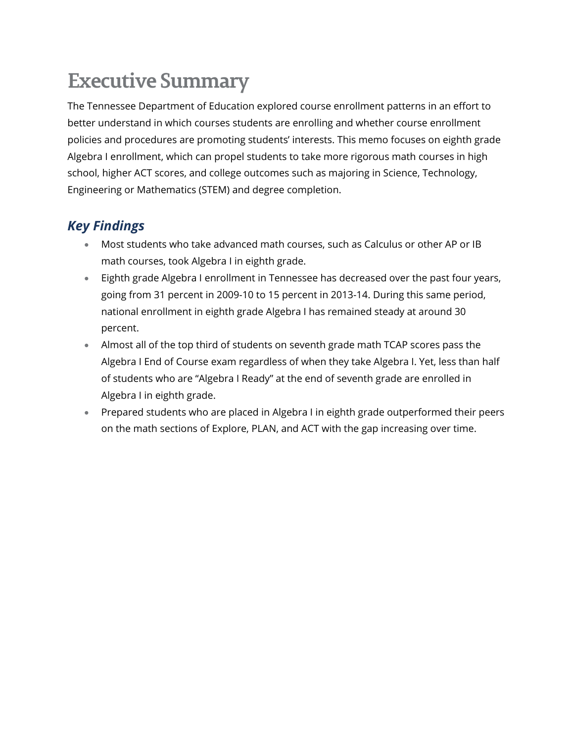# Executive Summary

The Tennessee Department of Education explored course enrollment patterns in an effort to better understand in which courses students are enrolling and whether course enrollment policies and procedures are promoting students' interests. This memo focuses on eighth grade Algebra I enrollment, which can propel students to take more rigorous math courses in high school, higher ACT scores, and college outcomes such as majoring in Science, Technology, Engineering or Mathematics (STEM) and degree completion.

## *Key Findings*

- Most students who take advanced math courses, such as Calculus or other AP or IB math courses, took Algebra I in eighth grade.
- Eighth grade Algebra I enrollment in Tennessee has decreased over the past four years, going from 31 percent in 2009-10 to 15 percent in 2013-14. During this same period, national enrollment in eighth grade Algebra I has remained steady at around 30 percent.
- Almost all of the top third of students on seventh grade math TCAP scores pass the Algebra I End of Course exam regardless of when they take Algebra I. Yet, less than half of students who are "Algebra I Ready" at the end of seventh grade are enrolled in Algebra I in eighth grade.
- Prepared students who are placed in Algebra I in eighth grade outperformed their peers on the math sections of Explore, PLAN, and ACT with the gap increasing over time.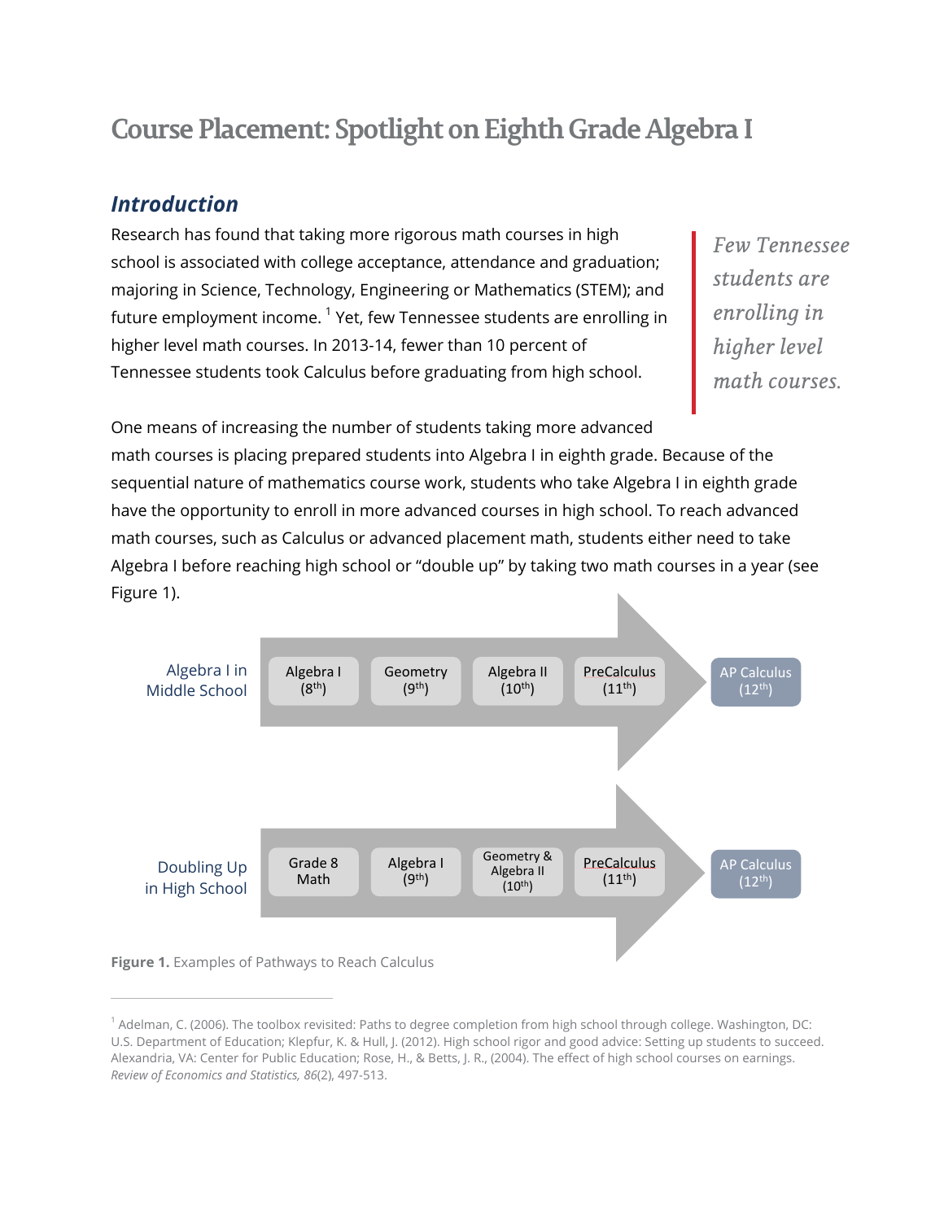# Course Placement: Spotlight on Eighth Grade Algebra I

## *Introduction*

Research has found that taking more rigorous math courses in high school is associated with college acceptance, attendance and graduation; majoring in Science, Technology, Engineering or Mathematics (STEM); and future employment income.[1] Yet, few Tennessee students are enrolling in higher level math courses. In 2013-14, fewer than 10 percent of Tennessee students took Calculus before graduating from high school.

> *Few Tennessee students are enrolling in higher level math courses.*

One means of increasing the number of students taking more advanced math courses is placing prepared students into Algebra I in eighth grade. Because of the sequential nature of mathematics course work, students who take Algebra I in eighth grade have the opportunity to enroll in more advanced courses in high school. To reach advanced math courses, such as Calculus or advanced placement math, students either need to take Algebra I before reaching high school or "double up" by taking two math courses in a year (see Figure 1).

| Pathway | | | | | |
|---|---|---|---|---|---|
| Algebra I in Middle School | Algebra I (8th) | Geometry (9th) | Algebra II (10th) | PreCalculus (11th) | AP Calculus (12th) |
| Doubling Up in High School | Grade 8 Math | Algebra I (9th) | Geometry & Algebra II (10th) | PreCalculus (11th) | AP Calculus (12th) |

**Figure 1.** Examples of Pathways to Reach Calculus

---

[1] Adelman, C. (2006). The toolbox revisited: Paths to degree completion from high school through college. Washington, DC: U.S. Department of Education; Klepfur, K. & Hull, J. (2012). High school rigor and good advice: Setting up students to succeed. Alexandria, VA: Center for Public Education; Rose, H., & Betts, J. R., (2004). The effect of high school courses on earnings. *Review of Economics and Statistics, 86*(2), 497-513.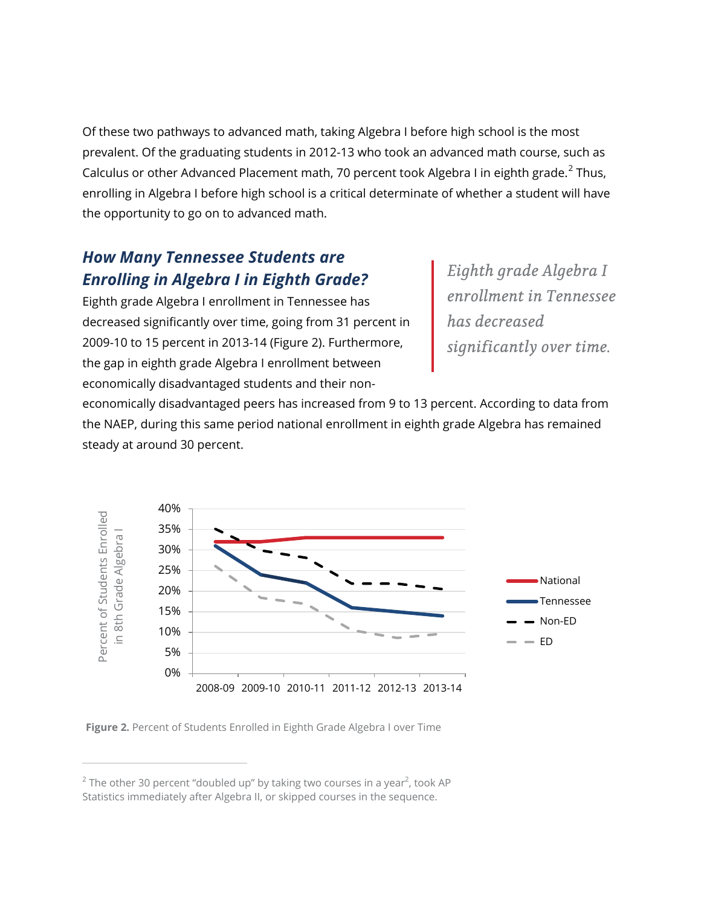Of these two pathways to advanced math, taking Algebra I before high school is the most prevalent. Of the graduating students in 2012-13 who took an advanced math course, such as Calculus or other Advanced Placement math, 70 percent took Algebra I in eighth grade.[2] Thus, enrolling in Algebra I before high school is a critical determinate of whether a student will have the opportunity to go on to advanced math.

## *How Many Tennessee Students are Enrolling in Algebra I in Eighth Grade?*

Eighth grade Algebra I enrollment in Tennessee has decreased significantly over time, going from 31 percent in 2009-10 to 15 percent in 2013-14 (Figure 2). Furthermore, the gap in eighth grade Algebra I enrollment between economically disadvantaged students and their non-economically disadvantaged peers has increased from 9 to 13 percent. According to data from the NAEP, during this same period national enrollment in eighth grade Algebra has remained steady at around 30 percent.

> *Eighth grade Algebra I enrollment in Tennessee has decreased significantly over time.*

**Figure 2.** Percent of Students Enrolled in Eighth Grade Algebra I over Time

[2] The other 30 percent "doubled up" by taking two courses in a year[2], took AP Statistics immediately after Algebra II, or skipped courses in the sequence.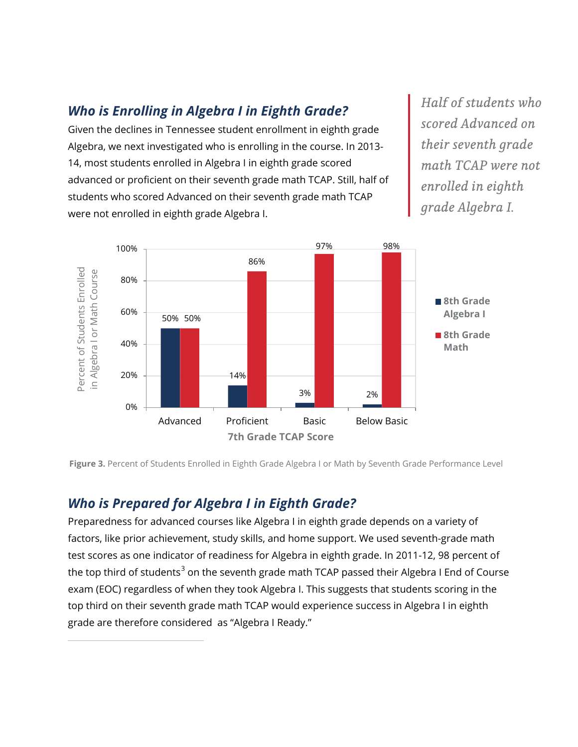## *Who is Enrolling in Algebra I in Eighth Grade?*

Given the declines in Tennessee student enrollment in eighth grade Algebra, we next investigated who is enrolling in the course. In 2013-14, most students enrolled in Algebra I in eighth grade scored advanced or proficient on their seventh grade math TCAP. Still, half of students who scored Advanced on their seventh grade math TCAP were not enrolled in eighth grade Algebra I.

> *Half of students who scored Advanced on their seventh grade math TCAP were not enrolled in eighth grade Algebra I.*

| 7th Grade TCAP Score | 8th Grade Algebra I | 8th Grade Math |
| --- | --- | --- |
| Advanced | 50% | 50% |
| Proficient | 14% | 86% |
| Basic | 3% | 97% |
| Below Basic | 2% | 98% |

**Figure 3.** Percent of Students Enrolled in Eighth Grade Algebra I or Math by Seventh Grade Performance Level

## *Who is Prepared for Algebra I in Eighth Grade?*

Preparedness for advanced courses like Algebra I in eighth grade depends on a variety of factors, like prior achievement, study skills, and home support. We used seventh-grade math test scores as one indicator of readiness for Algebra in eighth grade. In 2011-12, 98 percent of the top third of students[3] on the seventh grade math TCAP passed their Algebra I End of Course exam (EOC) regardless of when they took Algebra I. This suggests that students scoring in the top third on their seventh grade math TCAP would experience success in Algebra I in eighth grade are therefore considered as "Algebra I Ready."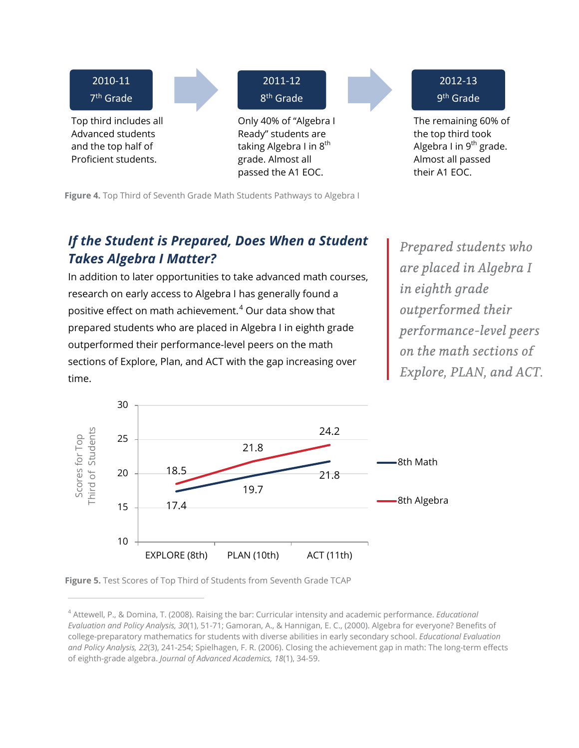**2010-11**
**7th Grade**

Top third includes all Advanced students and the top half of Proficient students.

**2011-12**
**8th Grade**

Only 40% of "Algebra I Ready" students are taking Algebra I in 8th grade. Almost all passed the A1 EOC.

**2012-13**
**9th Grade**

The remaining 60% of the top third took Algebra I in 9th grade. Almost all passed their A1 EOC.

**Figure 4.** Top Third of Seventh Grade Math Students Pathways to Algebra I

## *If the Student is Prepared, Does When a Student Takes Algebra I Matter?*

In addition to later opportunities to take advanced math courses, research on early access to Algebra I has generally found a positive effect on math achievement.[4] Our data show that prepared students who are placed in Algebra I in eighth grade outperformed their performance-level peers on the math sections of Explore, Plan, and ACT with the gap increasing over time.

> *Prepared students who are placed in Algebra I in eighth grade outperformed their performance-level peers on the math sections of Explore, PLAN, and ACT.*

| Scores for Top Third of Students | EXPLORE (8th) | PLAN (10th) | ACT (11th) |
| --- | --- | --- | --- |
| 8th Math | 17.4 | 19.7 | 21.8 |
| 8th Algebra | 18.5 | 21.8 | 24.2 |

**Figure 5.** Test Scores of Top Third of Students from Seventh Grade TCAP

---

[4] Attewell, P., & Domina, T. (2008). Raising the bar: Curricular intensity and academic performance. *Educational Evaluation and Policy Analysis, 30*(1), 51-71; Gamoran, A., & Hannigan, E. C., (2000). Algebra for everyone? Benefits of college-preparatory mathematics for students with diverse abilities in early secondary school. *Educational Evaluation and Policy Analysis, 22*(3), 241-254; Spielhagen, F. R. (2006). Closing the achievement gap in math: The long-term effects of eighth-grade algebra. *Journal of Advanced Academics, 18*(1), 34-59.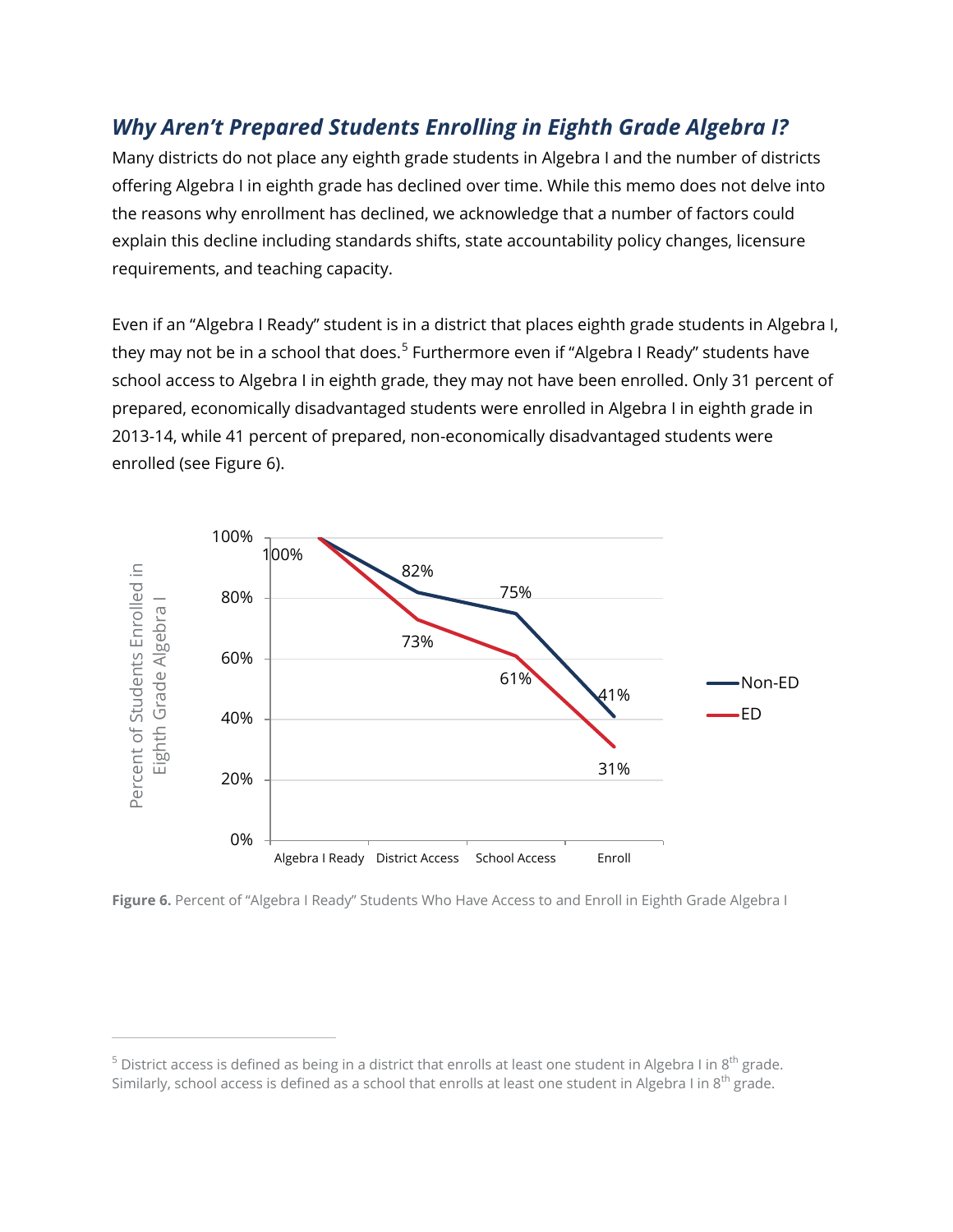### *Why Aren't Prepared Students Enrolling in Eighth Grade Algebra I?*

Many districts do not place any eighth grade students in Algebra I and the number of districts offering Algebra I in eighth grade has declined over time. While this memo does not delve into the reasons why enrollment has declined, we acknowledge that a number of factors could explain this decline including standards shifts, state accountability policy changes, licensure requirements, and teaching capacity.

Even if an "Algebra I Ready" student is in a district that places eighth grade students in Algebra I, they may not be in a school that does.[5] Furthermore even if "Algebra I Ready" students have school access to Algebra I in eighth grade, they may not have been enrolled. Only 31 percent of prepared, economically disadvantaged students were enrolled in Algebra I in eighth grade in 2013-14, while 41 percent of prepared, non-economically disadvantaged students were enrolled (see Figure 6).

| | Algebra I Ready | District Access | School Access | Enroll |
|---|---|---|---|---|
| Non-ED | 100% | 82% | 75% | 41% |
| ED | 100% | 73% | 61% | 31% |

**Figure 6.** Percent of "Algebra I Ready" Students Who Have Access to and Enroll in Eighth Grade Algebra I

---

[5] District access is defined as being in a district that enrolls at least one student in Algebra I in 8th grade. Similarly, school access is defined as a school that enrolls at least one student in Algebra I in 8th grade.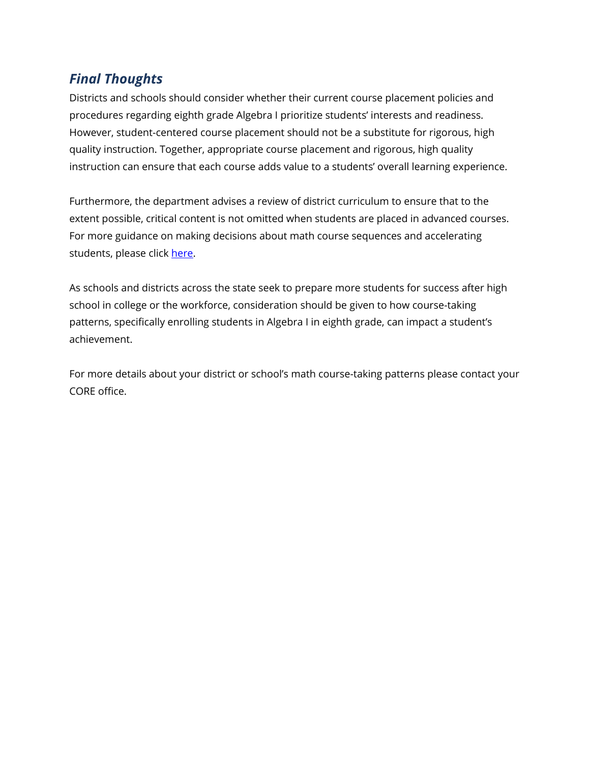## *Final Thoughts*

Districts and schools should consider whether their current course placement policies and procedures regarding eighth grade Algebra I prioritize students' interests and readiness. However, student-centered course placement should not be a substitute for rigorous, high quality instruction. Together, appropriate course placement and rigorous, high quality instruction can ensure that each course adds value to a students' overall learning experience.

Furthermore, the department advises a review of district curriculum to ensure that to the extent possible, critical content is not omitted when students are placed in advanced courses. For more guidance on making decisions about math course sequences and accelerating students, please click here.

As schools and districts across the state seek to prepare more students for success after high school in college or the workforce, consideration should be given to how course-taking patterns, specifically enrolling students in Algebra I in eighth grade, can impact a student's achievement.

For more details about your district or school's math course-taking patterns please contact your CORE office.